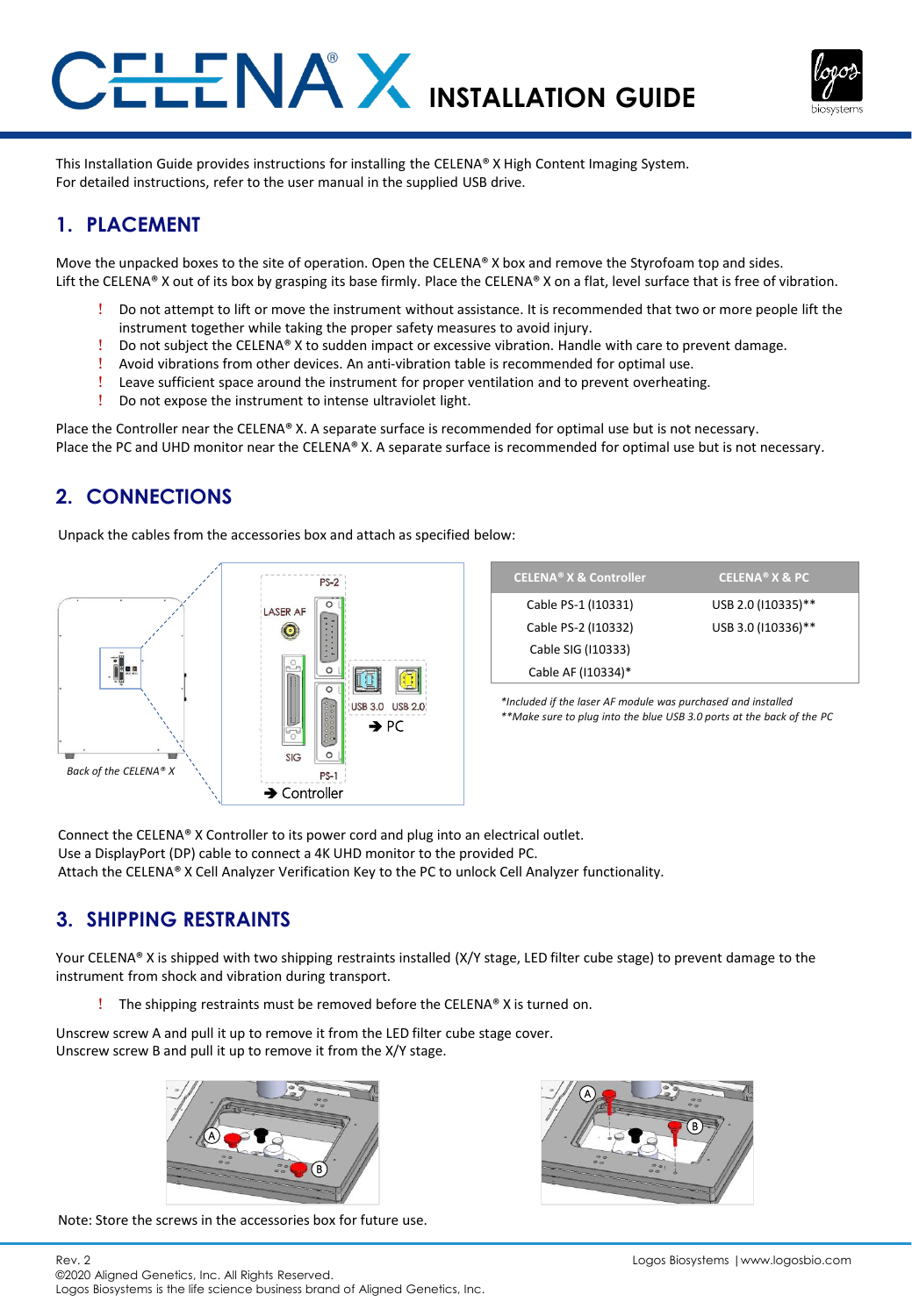# CELENA® X INSTALLATION GUIDE

This Installation Guide provides instructions for installing the CELENA® X High Content Imaging System.
For detailed instructions, refer to the user manual in the supplied USB drive.

## 1. PLACEMENT

Move the unpacked boxes to the site of operation. Open the CELENA® X box and remove the Styrofoam top and sides.
Lift the CELENA® X out of its box by grasping its base firmly. Place the CELENA® X on a flat, level surface that is free of vibration.

- ! Do not attempt to lift or move the instrument without assistance. It is recommended that two or more people lift the instrument together while taking the proper safety measures to avoid injury.
- ! Do not subject the CELENA® X to sudden impact or excessive vibration. Handle with care to prevent damage.
- ! Avoid vibrations from other devices. An anti-vibration table is recommended for optimal use.
- ! Leave sufficient space around the instrument for proper ventilation and to prevent overheating.
- ! Do not expose the instrument to intense ultraviolet light.

Place the Controller near the CELENA® X. A separate surface is recommended for optimal use but is not necessary.
Place the PC and UHD monitor near the CELENA® X. A separate surface is recommended for optimal use but is not necessary.

## 2. CONNECTIONS

Unpack the cables from the accessories box and attach as specified below:

Back of the CELENA® X

PS-2, LASER AF, SIG, PS-1 → Controller

USB 3.0, USB 2.0 → PC

| CELENA® X & Controller | CELENA® X & PC |
|---|---|
| Cable PS-1 (I10331) | USB 2.0 (I10335)** |
| Cable PS-2 (I10332) | USB 3.0 (I10336)** |
| Cable SIG (I10333) | |
| Cable AF (I10334)* | |

*\*Included if the laser AF module was purchased and installed*
*\*\*Make sure to plug into the blue USB 3.0 ports at the back of the PC*

Connect the CELENA® X Controller to its power cord and plug into an electrical outlet.
Use a DisplayPort (DP) cable to connect a 4K UHD monitor to the provided PC.
Attach the CELENA® X Cell Analyzer Verification Key to the PC to unlock Cell Analyzer functionality.

## 3. SHIPPING RESTRAINTS

Your CELENA® X is shipped with two shipping restraints installed (X/Y stage, LED filter cube stage) to prevent damage to the instrument from shock and vibration during transport.

- ! The shipping restraints must be removed before the CELENA® X is turned on.

Unscrew screw A and pull it up to remove it from the LED filter cube stage cover.
Unscrew screw B and pull it up to remove it from the X/Y stage.

Note: Store the screws in the accessories box for future use.

Rev. 2
©2020 Aligned Genetics, Inc. All Rights Reserved.
Logos Biosystems is the life science business brand of Aligned Genetics, Inc.

Logos Biosystems | www.logosbio.com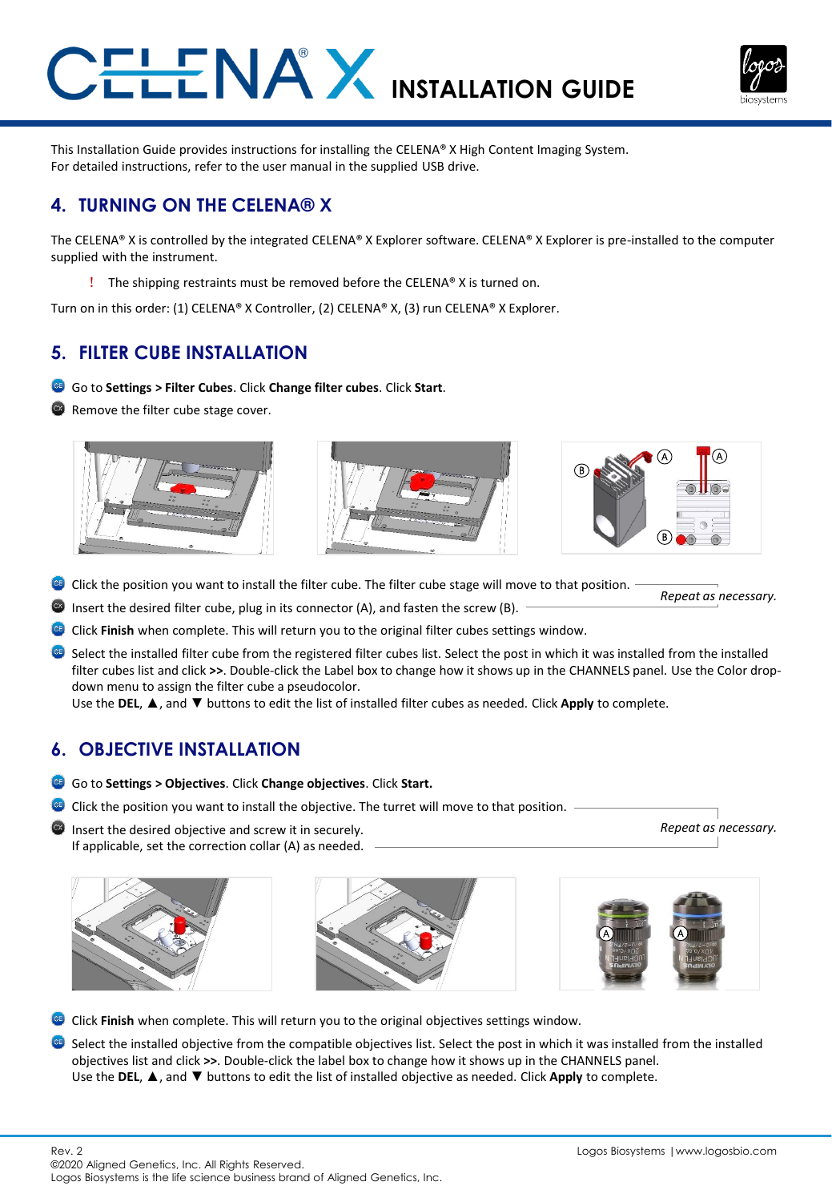# CELENA X INSTALLATION GUIDE

This Installation Guide provides instructions for installing the CELENA® X High Content Imaging System.
For detailed instructions, refer to the user manual in the supplied USB drive.

## 4. TURNING ON THE CELENA® X

The CELENA® X is controlled by the integrated CELENA® X Explorer software. CELENA® X Explorer is pre-installed to the computer supplied with the instrument.

! The shipping restraints must be removed before the CELENA® X is turned on.

Turn on in this order: (1) CELENA® X Controller, (2) CELENA® X, (3) run CELENA® X Explorer.

## 5. FILTER CUBE INSTALLATION

- Go to **Settings > Filter Cubes**. Click **Change filter cubes**. Click **Start**.
- Remove the filter cube stage cover.

A A B B

- Click the position you want to install the filter cube. The filter cube stage will move to that position.
- Insert the desired filter cube, plug in its connector (A), and fasten the screw (B).

*Repeat as necessary.*

- Click **Finish** when complete. This will return you to the original filter cubes settings window.
- Select the installed filter cube from the registered filter cubes list. Select the post in which it was installed from the installed filter cubes list and click **>>**. Double-click the Label box to change how it shows up in the CHANNELS panel. Use the Color drop-down menu to assign the filter cube a pseudocolor.
  Use the **DEL**, ▲, and ▼ buttons to edit the list of installed filter cubes as needed. Click **Apply** to complete.

## 6. OBJECTIVE INSTALLATION

- Go to **Settings > Objectives**. Click **Change objectives**. Click **Start.**
- Click the position you want to install the objective. The turret will move to that position.
- Insert the desired objective and screw it in securely.
  If applicable, set the correction collar (A) as needed.

*Repeat as necessary.*

A A

- Click **Finish** when complete. This will return you to the original objectives settings window.
- Select the installed objective from the compatible objectives list. Select the post in which it was installed from the installed objectives list and click **>>**. Double-click the label box to change how it shows up in the CHANNELS panel.
  Use the **DEL**, ▲, and ▼ buttons to edit the list of installed objective as needed. Click **Apply** to complete.

Rev. 2
©2020 Aligned Genetics, Inc. All Rights Reserved.
Logos Biosystems is the life science business brand of Aligned Genetics, Inc.

Logos Biosystems | www.logosbio.com